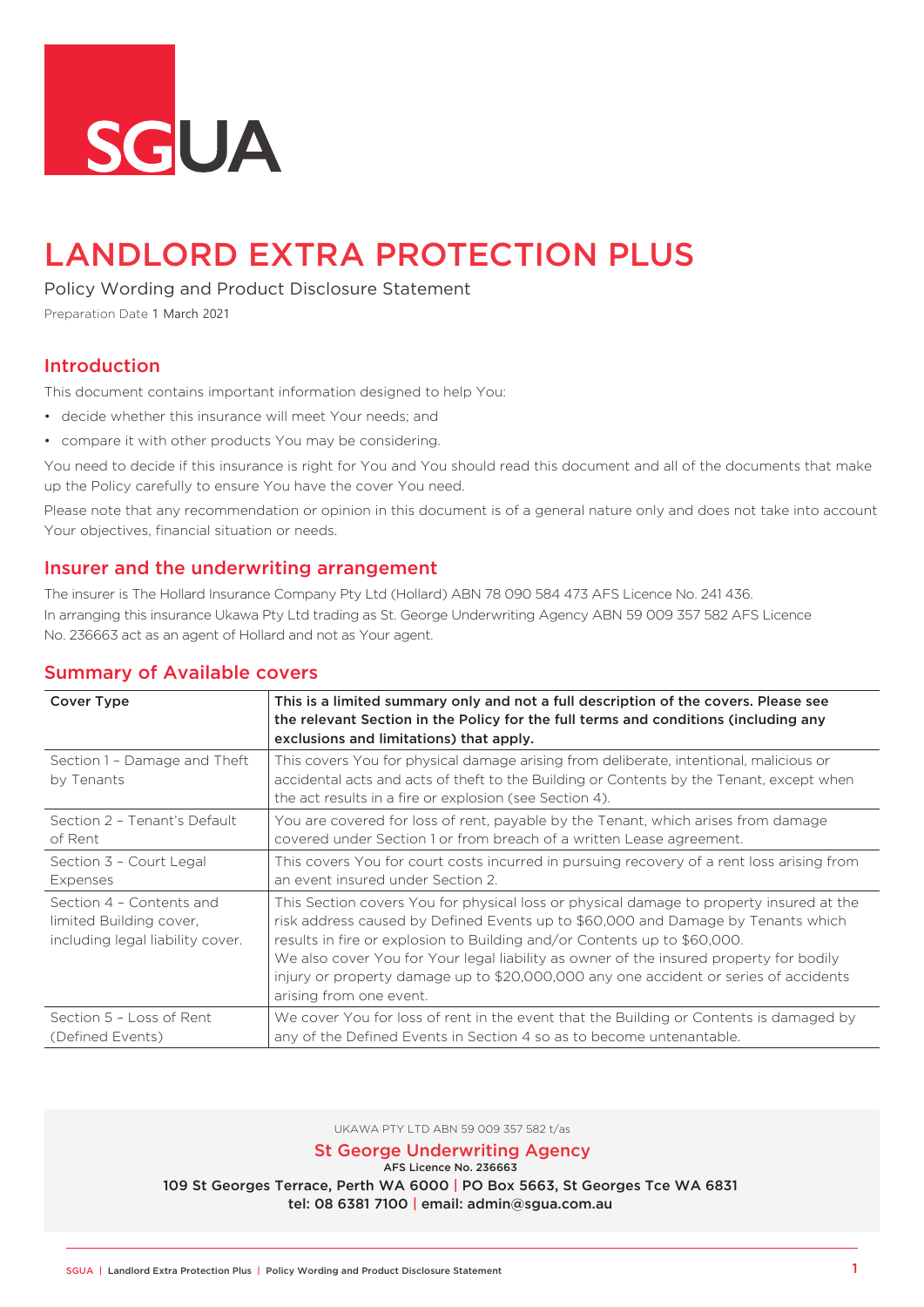SGUA

# LANDLORD EXTRA PROTECTION PLUS

Policy Wording and Product Disclosure Statement

Preparation Date 1 March 2021

## Introduction

This document contains important information designed to help You:

- decide whether this insurance will meet Your needs; and
- compare it with other products You may be considering.

You need to decide if this insurance is right for You and You should read this document and all of the documents that make up the Policy carefully to ensure You have the cover You need.

Please note that any recommendation or opinion in this document is of a general nature only and does not take into account Your objectives, financial situation or needs.

## Insurer and the underwriting arrangement

The insurer is The Hollard Insurance Company Pty Ltd (Hollard) ABN 78 090 584 473 AFS Licence No. 241 436.

In arranging this insurance Ukawa Pty Ltd trading as St. George Underwriting Agency ABN 59 009 357 582 AFS Licence No. 236663 act as an agent of Hollard and not as Your agent.

## Summary of Available covers

| Cover Type | This is a limited summary only and not a full description of the covers. Please see the relevant Section in the Policy for the full terms and conditions (including any exclusions and limitations) that apply. |
|---|---|
| Section 1 – Damage and Theft by Tenants | This covers You for physical damage arising from deliberate, intentional, malicious or accidental acts and acts of theft to the Building or Contents by the Tenant, except when the act results in a fire or explosion (see Section 4). |
| Section 2 – Tenant's Default of Rent | You are covered for loss of rent, payable by the Tenant, which arises from damage covered under Section 1 or from breach of a written Lease agreement. |
| Section 3 – Court Legal Expenses | This covers You for court costs incurred in pursuing recovery of a rent loss arising from an event insured under Section 2. |
| Section 4 – Contents and limited Building cover, including legal liability cover. | This Section covers You for physical loss or physical damage to property insured at the risk address caused by Defined Events up to $60,000 and Damage by Tenants which results in fire or explosion to Building and/or Contents up to $60,000.<br>We also cover You for Your legal liability as owner of the insured property for bodily injury or property damage up to $20,000,000 any one accident or series of accidents arising from one event. |
| Section 5 – Loss of Rent (Defined Events) | We cover You for loss of rent in the event that the Building or Contents is damaged by any of the Defined Events in Section 4 so as to become untenantable. |

UKAWA PTY LTD ABN 59 009 357 582 t/as

**St George Underwriting Agency**

AFS Licence No. 236663

109 St Georges Terrace, Perth WA 6000 | PO Box 5663, St Georges Tce WA 6831

tel: 08 6381 7100 | email: admin@sgua.com.au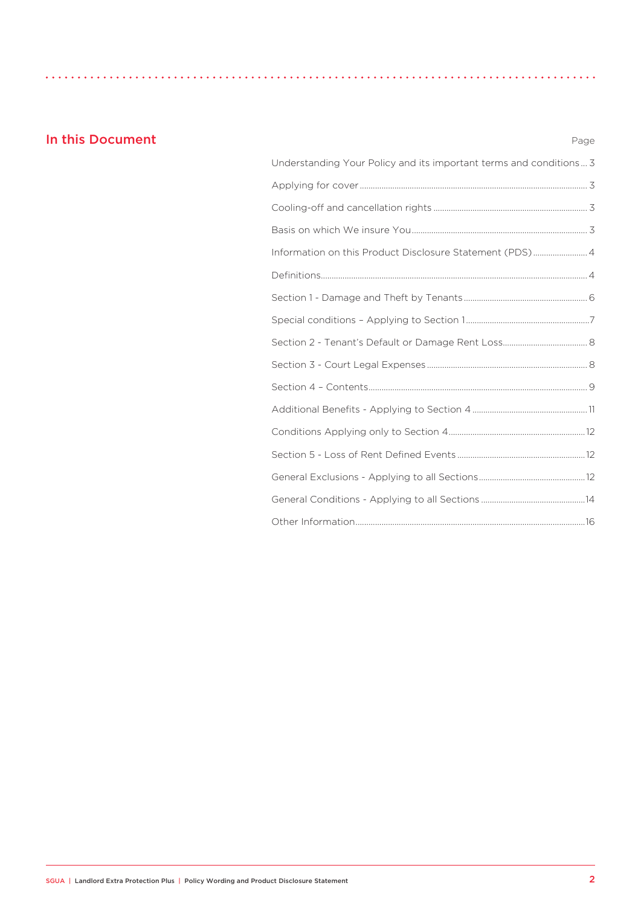## In this Document

| | Page |
|---|---|
| Understanding Your Policy and its important terms and conditions | 3 |
| Applying for cover | 3 |
| Cooling-off and cancellation rights | 3 |
| Basis on which We insure You | 3 |
| Information on this Product Disclosure Statement (PDS) | 4 |
| Definitions | 4 |
| Section 1 - Damage and Theft by Tenants | 6 |
| Special conditions – Applying to Section 1 | 7 |
| Section 2 - Tenant's Default or Damage Rent Loss | 8 |
| Section 3 - Court Legal Expenses | 8 |
| Section 4 – Contents | 9 |
| Additional Benefits - Applying to Section 4 | 11 |
| Conditions Applying only to Section 4 | 12 |
| Section 5 - Loss of Rent Defined Events | 12 |
| General Exclusions - Applying to all Sections | 12 |
| General Conditions - Applying to all Sections | 14 |
| Other Information | 16 |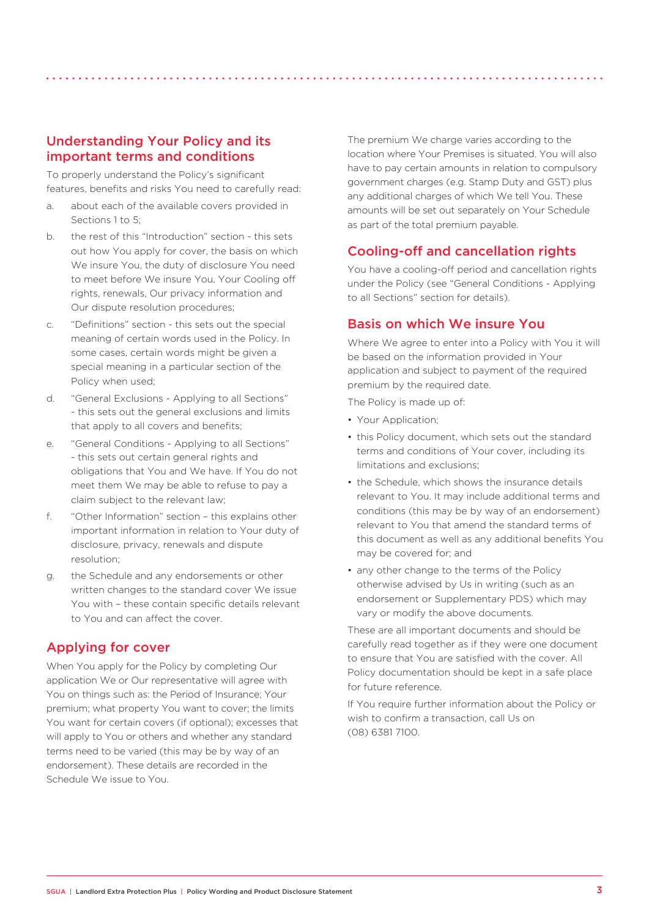## Understanding Your Policy and its important terms and conditions

To properly understand the Policy's significant features, benefits and risks You need to carefully read:

a. about each of the available covers provided in Sections 1 to 5;

b. the rest of this "Introduction" section - this sets out how You apply for cover, the basis on which We insure You, the duty of disclosure You need to meet before We insure You, Your Cooling off rights, renewals, Our privacy information and Our dispute resolution procedures;

c. "Definitions" section - this sets out the special meaning of certain words used in the Policy. In some cases, certain words might be given a special meaning in a particular section of the Policy when used;

d. "General Exclusions - Applying to all Sections" - this sets out the general exclusions and limits that apply to all covers and benefits;

e. "General Conditions - Applying to all Sections" - this sets out certain general rights and obligations that You and We have. If You do not meet them We may be able to refuse to pay a claim subject to the relevant law;

f. "Other Information" section – this explains other important information in relation to Your duty of disclosure, privacy, renewals and dispute resolution;

g. the Schedule and any endorsements or other written changes to the standard cover We issue You with – these contain specific details relevant to You and can affect the cover.

## Applying for cover

When You apply for the Policy by completing Our application We or Our representative will agree with You on things such as: the Period of Insurance; Your premium; what property You want to cover; the limits You want for certain covers (if optional); excesses that will apply to You or others and whether any standard terms need to be varied (this may be by way of an endorsement). These details are recorded in the Schedule We issue to You.

The premium We charge varies according to the location where Your Premises is situated. You will also have to pay certain amounts in relation to compulsory government charges (e.g. Stamp Duty and GST) plus any additional charges of which We tell You. These amounts will be set out separately on Your Schedule as part of the total premium payable.

## Cooling-off and cancellation rights

You have a cooling-off period and cancellation rights under the Policy (see "General Conditions - Applying to all Sections" section for details).

## Basis on which We insure You

Where We agree to enter into a Policy with You it will be based on the information provided in Your application and subject to payment of the required premium by the required date.

The Policy is made up of:

- Your Application;
- this Policy document, which sets out the standard terms and conditions of Your cover, including its limitations and exclusions;
- the Schedule, which shows the insurance details relevant to You. It may include additional terms and conditions (this may be by way of an endorsement) relevant to You that amend the standard terms of this document as well as any additional benefits You may be covered for; and
- any other change to the terms of the Policy otherwise advised by Us in writing (such as an endorsement or Supplementary PDS) which may vary or modify the above documents.

These are all important documents and should be carefully read together as if they were one document to ensure that You are satisfied with the cover. All Policy documentation should be kept in a safe place for future reference.

If You require further information about the Policy or wish to confirm a transaction, call Us on (08) 6381 7100.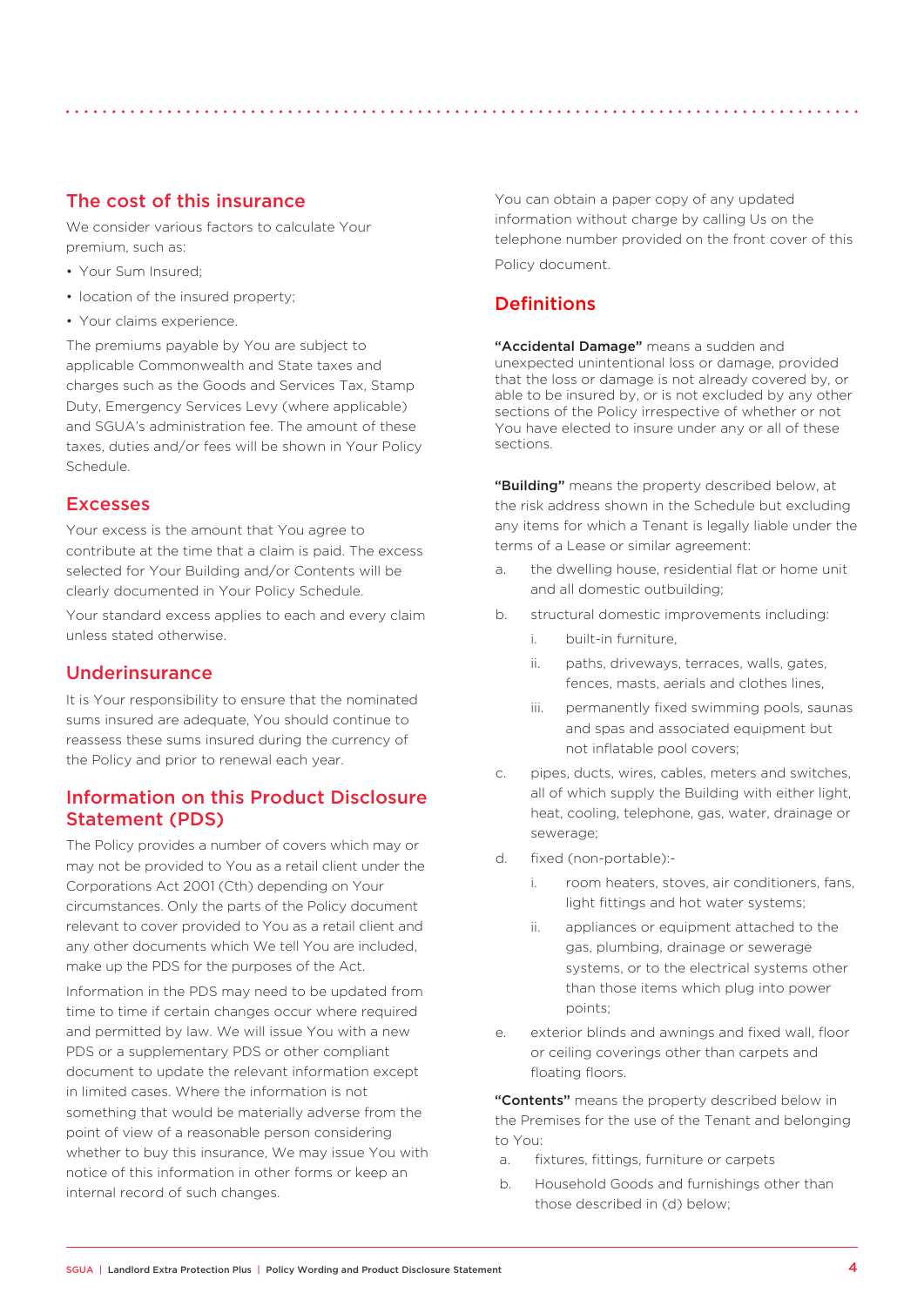## The cost of this insurance

We consider various factors to calculate Your premium, such as:

- Your Sum Insured;
- location of the insured property;
- Your claims experience.

The premiums payable by You are subject to applicable Commonwealth and State taxes and charges such as the Goods and Services Tax, Stamp Duty, Emergency Services Levy (where applicable) and SGUA's administration fee. The amount of these taxes, duties and/or fees will be shown in Your Policy Schedule.

## Excesses

Your excess is the amount that You agree to contribute at the time that a claim is paid. The excess selected for Your Building and/or Contents will be clearly documented in Your Policy Schedule.

Your standard excess applies to each and every claim unless stated otherwise.

## Underinsurance

It is Your responsibility to ensure that the nominated sums insured are adequate, You should continue to reassess these sums insured during the currency of the Policy and prior to renewal each year.

## Information on this Product Disclosure Statement (PDS)

The Policy provides a number of covers which may or may not be provided to You as a retail client under the Corporations Act 2001 (Cth) depending on Your circumstances. Only the parts of the Policy document relevant to cover provided to You as a retail client and any other documents which We tell You are included, make up the PDS for the purposes of the Act.

Information in the PDS may need to be updated from time to time if certain changes occur where required and permitted by law. We will issue You with a new PDS or a supplementary PDS or other compliant document to update the relevant information except in limited cases. Where the information is not something that would be materially adverse from the point of view of a reasonable person considering whether to buy this insurance, We may issue You with notice of this information in other forms or keep an internal record of such changes.

You can obtain a paper copy of any updated information without charge by calling Us on the telephone number provided on the front cover of this Policy document.

## Definitions

**"Accidental Damage"** means a sudden and unexpected unintentional loss or damage, provided that the loss or damage is not already covered by, or able to be insured by, or is not excluded by any other sections of the Policy irrespective of whether or not You have elected to insure under any or all of these sections.

**"Building"** means the property described below, at the risk address shown in the Schedule but excluding any items for which a Tenant is legally liable under the terms of a Lease or similar agreement:

a. the dwelling house, residential flat or home unit and all domestic outbuilding;

b. structural domestic improvements including:

   i. built-in furniture,

   ii. paths, driveways, terraces, walls, gates, fences, masts, aerials and clothes lines,

   iii. permanently fixed swimming pools, saunas and spas and associated equipment but not inflatable pool covers;

c. pipes, ducts, wires, cables, meters and switches, all of which supply the Building with either light, heat, cooling, telephone, gas, water, drainage or sewerage;

d. fixed (non-portable):-

   i. room heaters, stoves, air conditioners, fans, light fittings and hot water systems;

   ii. appliances or equipment attached to the gas, plumbing, drainage or sewerage systems, or to the electrical systems other than those items which plug into power points;

e. exterior blinds and awnings and fixed wall, floor or ceiling coverings other than carpets and floating floors.

**"Contents"** means the property described below in the Premises for the use of the Tenant and belonging to You:

a. fixtures, fittings, furniture or carpets

b. Household Goods and furnishings other than those described in (d) below;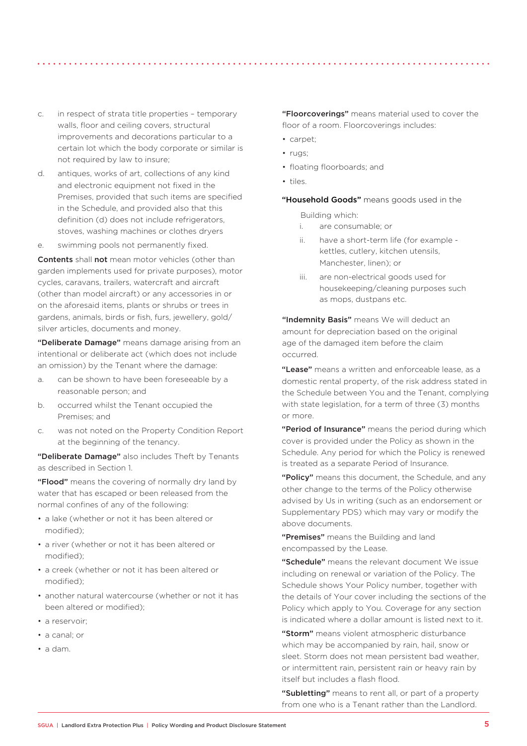c. in respect of strata title properties – temporary walls, floor and ceiling covers, structural improvements and decorations particular to a certain lot which the body corporate or similar is not required by law to insure;

d. antiques, works of art, collections of any kind and electronic equipment not fixed in the Premises, provided that such items are specified in the Schedule, and provided also that this definition (d) does not include refrigerators, stoves, washing machines or clothes dryers

e. swimming pools not permanently fixed.

**Contents** shall **not** mean motor vehicles (other than garden implements used for private purposes), motor cycles, caravans, trailers, watercraft and aircraft (other than model aircraft) or any accessories in or on the aforesaid items, plants or shrubs or trees in gardens, animals, birds or fish, furs, jewellery, gold/silver articles, documents and money.

**"Deliberate Damage"** means damage arising from an intentional or deliberate act (which does not include an omission) by the Tenant where the damage:

a. can be shown to have been foreseeable by a reasonable person; and

b. occurred whilst the Tenant occupied the Premises; and

c. was not noted on the Property Condition Report at the beginning of the tenancy.

**"Deliberate Damage"** also includes Theft by Tenants as described in Section 1.

**"Flood"** means the covering of normally dry land by water that has escaped or been released from the normal confines of any of the following:

- a lake (whether or not it has been altered or modified);
- a river (whether or not it has been altered or modified);
- a creek (whether or not it has been altered or modified);
- another natural watercourse (whether or not it has been altered or modified);
- a reservoir;
- a canal; or
- a dam.

**"Floorcoverings"** means material used to cover the floor of a room. Floorcoverings includes:

- carpet;
- rugs;
- floating floorboards; and
- tiles.

**"Household Goods"** means goods used in the Building which:

i. are consumable; or

ii. have a short-term life (for example - kettles, cutlery, kitchen utensils, Manchester, linen); or

iii. are non-electrical goods used for housekeeping/cleaning purposes such as mops, dustpans etc.

**"Indemnity Basis"** means We will deduct an amount for depreciation based on the original age of the damaged item before the claim occurred.

**"Lease"** means a written and enforceable lease, as a domestic rental property, of the risk address stated in the Schedule between You and the Tenant, complying with state legislation, for a term of three (3) months or more.

**"Period of Insurance"** means the period during which cover is provided under the Policy as shown in the Schedule. Any period for which the Policy is renewed is treated as a separate Period of Insurance.

**"Policy"** means this document, the Schedule, and any other change to the terms of the Policy otherwise advised by Us in writing (such as an endorsement or Supplementary PDS) which may vary or modify the above documents.

**"Premises"** means the Building and land encompassed by the Lease.

**"Schedule"** means the relevant document We issue including on renewal or variation of the Policy. The Schedule shows Your Policy number, together with the details of Your cover including the sections of the Policy which apply to You. Coverage for any section is indicated where a dollar amount is listed next to it.

**"Storm"** means violent atmospheric disturbance which may be accompanied by rain, hail, snow or sleet. Storm does not mean persistent bad weather, or intermittent rain, persistent rain or heavy rain by itself but includes a flash flood.

**"Subletting"** means to rent all, or part of a property from one who is a Tenant rather than the Landlord.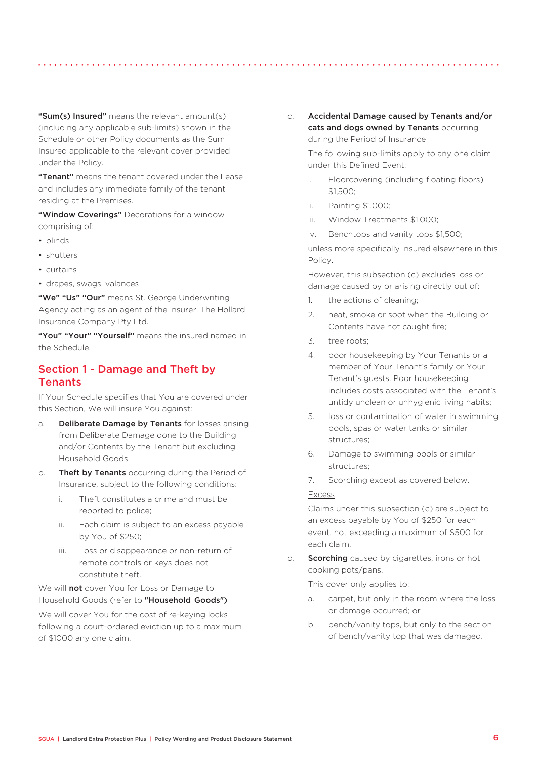**"Sum(s) Insured"** means the relevant amount(s) (including any applicable sub-limits) shown in the Schedule or other Policy documents as the Sum Insured applicable to the relevant cover provided under the Policy.

**"Tenant"** means the tenant covered under the Lease and includes any immediate family of the tenant residing at the Premises.

**"Window Coverings"** Decorations for a window comprising of:

- blinds
- shutters
- curtains
- drapes, swags, valances

**"We" "Us" "Our"** means St. George Underwriting Agency acting as an agent of the insurer, The Hollard Insurance Company Pty Ltd.

**"You" "Your" "Yourself"** means the insured named in the Schedule.

## Section 1 - Damage and Theft by Tenants

If Your Schedule specifies that You are covered under this Section, We will insure You against:

a. **Deliberate Damage by Tenants** for losses arising from Deliberate Damage done to the Building and/or Contents by the Tenant but excluding Household Goods.

b. **Theft by Tenants** occurring during the Period of Insurance, subject to the following conditions:

   i. Theft constitutes a crime and must be reported to police;

   ii. Each claim is subject to an excess payable by You of $250;

   iii. Loss or disappearance or non-return of remote controls or keys does not constitute theft.

We will **not** cover You for Loss or Damage to Household Goods (refer to **"Household Goods")**

We will cover You for the cost of re-keying locks following a court-ordered eviction up to a maximum of $1000 any one claim.

c. **Accidental Damage caused by Tenants and/or cats and dogs owned by Tenants** occurring during the Period of Insurance

   The following sub-limits apply to any one claim under this Defined Event:

   i. Floorcovering (including floating floors) $1,500;

   ii. Painting $1,000;

   iii. Window Treatments $1,000;

   iv. Benchtops and vanity tops $1,500;

   unless more specifically insured elsewhere in this Policy.

   However, this subsection (c) excludes loss or damage caused by or arising directly out of:

   1. the actions of cleaning;
   2. heat, smoke or soot when the Building or Contents have not caught fire;
   3. tree roots;
   4. poor housekeeping by Your Tenants or a member of Your Tenant's family or Your Tenant's guests. Poor housekeeping includes costs associated with the Tenant's untidy unclean or unhygienic living habits;
   5. loss or contamination of water in swimming pools, spas or water tanks or similar structures;
   6. Damage to swimming pools or similar structures;
   7. Scorching except as covered below.

   <u>Excess</u>

   Claims under this subsection (c) are subject to an excess payable by You of $250 for each event, not exceeding a maximum of $500 for each claim.

d. **Scorching** caused by cigarettes, irons or hot cooking pots/pans.

   This cover only applies to:

   a. carpet, but only in the room where the loss or damage occurred; or

   b. bench/vanity tops, but only to the section of bench/vanity top that was damaged.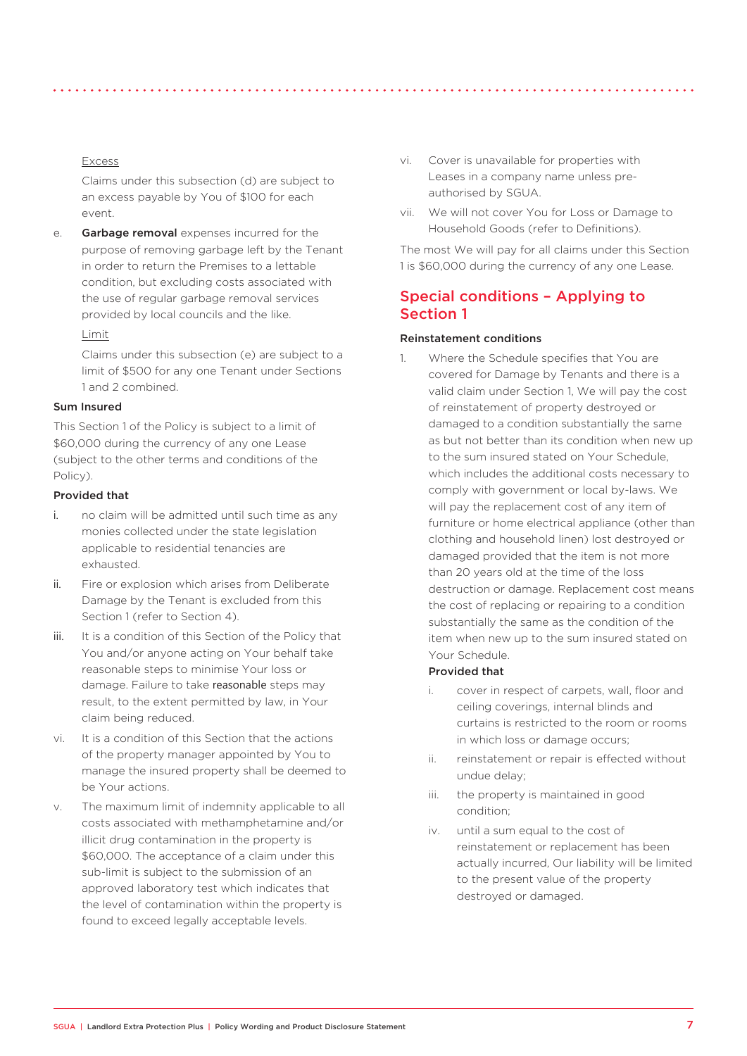Excess

Claims under this subsection (d) are subject to an excess payable by You of $100 for each event.

e. **Garbage removal** expenses incurred for the purpose of removing garbage left by the Tenant in order to return the Premises to a lettable condition, but excluding costs associated with the use of regular garbage removal services provided by local councils and the like.

Limit

Claims under this subsection (e) are subject to a limit of $500 for any one Tenant under Sections 1 and 2 combined.

**Sum Insured**

This Section 1 of the Policy is subject to a limit of $60,000 during the currency of any one Lease (subject to the other terms and conditions of the Policy).

**Provided that**

i. no claim will be admitted until such time as any monies collected under the state legislation applicable to residential tenancies are exhausted.

ii. Fire or explosion which arises from Deliberate Damage by the Tenant is excluded from this Section 1 (refer to Section 4).

iii. It is a condition of this Section of the Policy that You and/or anyone acting on Your behalf take reasonable steps to minimise Your loss or damage. Failure to take reasonable steps may result, to the extent permitted by law, in Your claim being reduced.

vi. It is a condition of this Section that the actions of the property manager appointed by You to manage the insured property shall be deemed to be Your actions.

v. The maximum limit of indemnity applicable to all costs associated with methamphetamine and/or illicit drug contamination in the property is $60,000. The acceptance of a claim under this sub-limit is subject to the submission of an approved laboratory test which indicates that the level of contamination within the property is found to exceed legally acceptable levels.

vi. Cover is unavailable for properties with Leases in a company name unless pre-authorised by SGUA.

vii. We will not cover You for Loss or Damage to Household Goods (refer to Definitions).

The most We will pay for all claims under this Section 1 is $60,000 during the currency of any one Lease.

## Special conditions – Applying to Section 1

**Reinstatement conditions**

1. Where the Schedule specifies that You are covered for Damage by Tenants and there is a valid claim under Section 1, We will pay the cost of reinstatement of property destroyed or damaged to a condition substantially the same as but not better than its condition when new up to the sum insured stated on Your Schedule, which includes the additional costs necessary to comply with government or local by-laws. We will pay the replacement cost of any item of furniture or home electrical appliance (other than clothing and household linen) lost destroyed or damaged provided that the item is not more than 20 years old at the time of the loss destruction or damage. Replacement cost means the cost of replacing or repairing to a condition substantially the same as the condition of the item when new up to the sum insured stated on Your Schedule.

   **Provided that**

   i. cover in respect of carpets, wall, floor and ceiling coverings, internal blinds and curtains is restricted to the room or rooms in which loss or damage occurs;

   ii. reinstatement or repair is effected without undue delay;

   iii. the property is maintained in good condition;

   iv. until a sum equal to the cost of reinstatement or replacement has been actually incurred, Our liability will be limited to the present value of the property destroyed or damaged.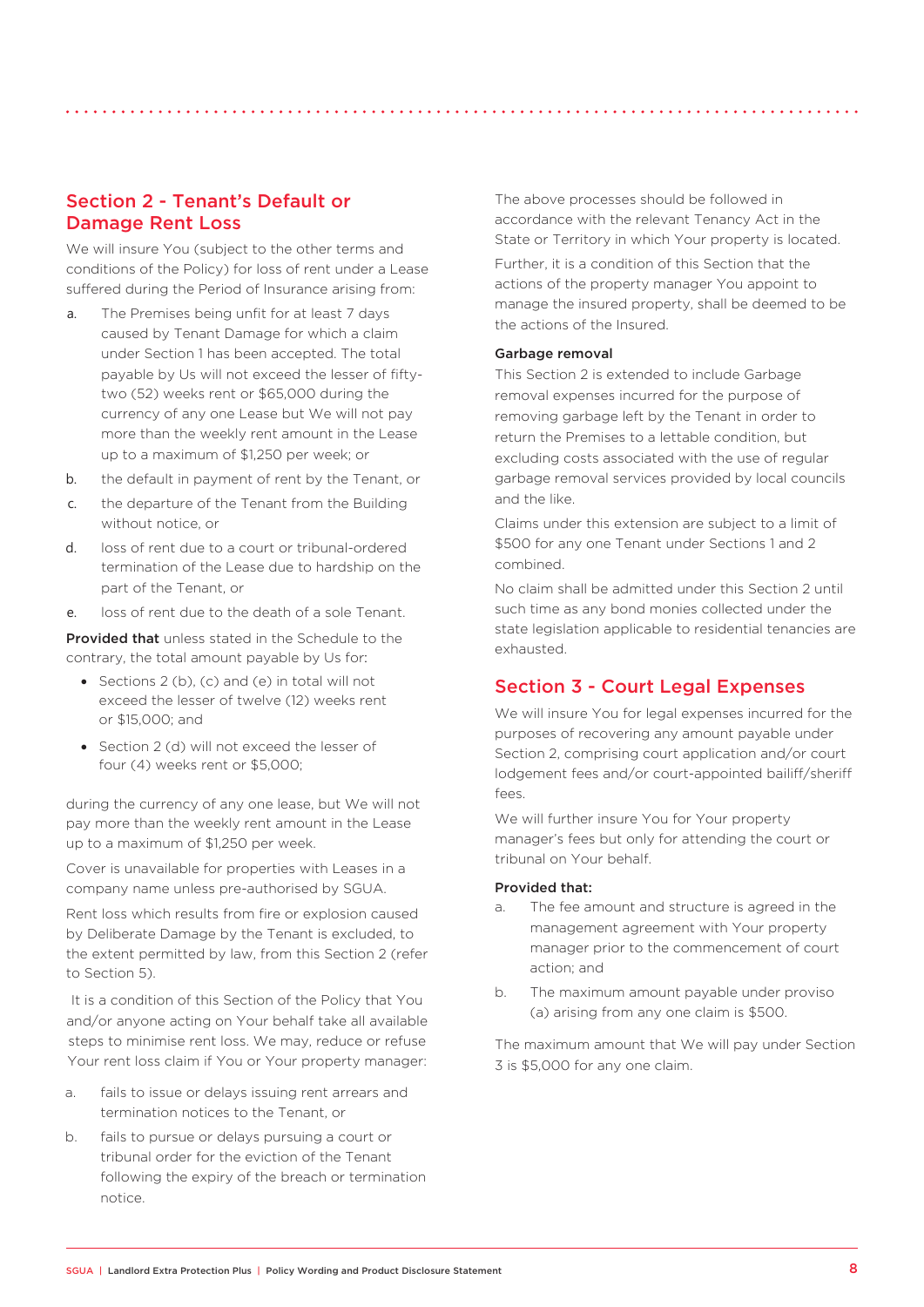## Section 2 - Tenant's Default or Damage Rent Loss

We will insure You (subject to the other terms and conditions of the Policy) for loss of rent under a Lease suffered during the Period of Insurance arising from:

a. The Premises being unfit for at least 7 days caused by Tenant Damage for which a claim under Section 1 has been accepted. The total payable by Us will not exceed the lesser of fifty-two (52) weeks rent or $65,000 during the currency of any one Lease but We will not pay more than the weekly rent amount in the Lease up to a maximum of $1,250 per week; or
b. the default in payment of rent by the Tenant, or
c. the departure of the Tenant from the Building without notice, or
d. loss of rent due to a court or tribunal-ordered termination of the Lease due to hardship on the part of the Tenant, or
e. loss of rent due to the death of a sole Tenant.

**Provided that** unless stated in the Schedule to the contrary, the total amount payable by Us for:

- Sections 2 (b), (c) and (e) in total will not exceed the lesser of twelve (12) weeks rent or $15,000; and
- Section 2 (d) will not exceed the lesser of four (4) weeks rent or $5,000;

during the currency of any one lease, but We will not pay more than the weekly rent amount in the Lease up to a maximum of $1,250 per week.

Cover is unavailable for properties with Leases in a company name unless pre-authorised by SGUA.

Rent loss which results from fire or explosion caused by Deliberate Damage by the Tenant is excluded, to the extent permitted by law, from this Section 2 (refer to Section 5).

It is a condition of this Section of the Policy that You and/or anyone acting on Your behalf take all available steps to minimise rent loss. We may, reduce or refuse Your rent loss claim if You or Your property manager:

a. fails to issue or delays issuing rent arrears and termination notices to the Tenant, or
b. fails to pursue or delays pursuing a court or tribunal order for the eviction of the Tenant following the expiry of the breach or termination notice.

The above processes should be followed in accordance with the relevant Tenancy Act in the State or Territory in which Your property is located.

Further, it is a condition of this Section that the actions of the property manager You appoint to manage the insured property, shall be deemed to be the actions of the Insured.

#### Garbage removal

This Section 2 is extended to include Garbage removal expenses incurred for the purpose of removing garbage left by the Tenant in order to return the Premises to a lettable condition, but excluding costs associated with the use of regular garbage removal services provided by local councils and the like.

Claims under this extension are subject to a limit of $500 for any one Tenant under Sections 1 and 2 combined.

No claim shall be admitted under this Section 2 until such time as any bond monies collected under the state legislation applicable to residential tenancies are exhausted.

## Section 3 - Court Legal Expenses

We will insure You for legal expenses incurred for the purposes of recovering any amount payable under Section 2, comprising court application and/or court lodgement fees and/or court-appointed bailiff/sheriff fees.

We will further insure You for Your property manager's fees but only for attending the court or tribunal on Your behalf.

**Provided that:**

a. The fee amount and structure is agreed in the management agreement with Your property manager prior to the commencement of court action; and
b. The maximum amount payable under proviso (a) arising from any one claim is $500.

The maximum amount that We will pay under Section 3 is $5,000 for any one claim.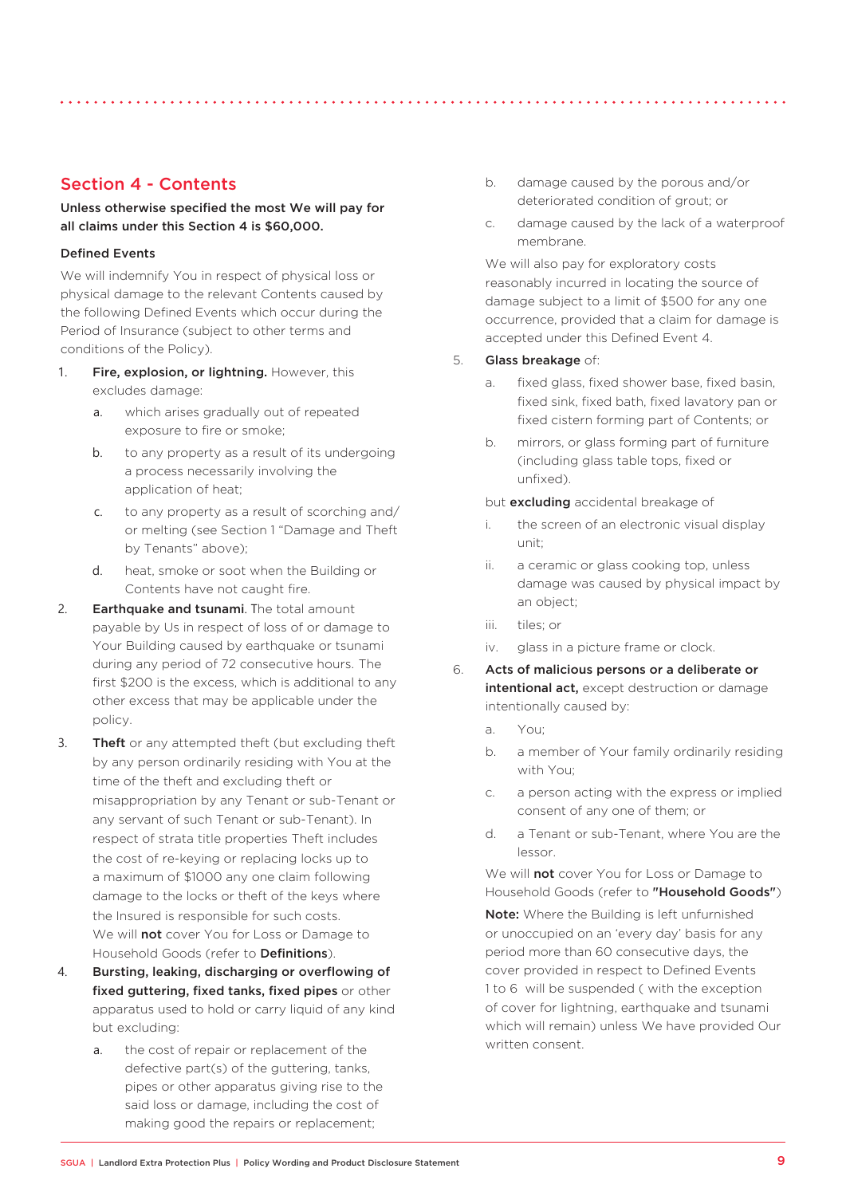## Section 4 - Contents

**Unless otherwise specified the most We will pay for all claims under this Section 4 is $60,000.**

**Defined Events**

We will indemnify You in respect of physical loss or physical damage to the relevant Contents caused by the following Defined Events which occur during the Period of Insurance (subject to other terms and conditions of the Policy).

1. **Fire, explosion, or lightning.** However, this excludes damage:
   a. which arises gradually out of repeated exposure to fire or smoke;
   b. to any property as a result of its undergoing a process necessarily involving the application of heat;
   c. to any property as a result of scorching and/or melting (see Section 1 "Damage and Theft by Tenants" above);
   d. heat, smoke or soot when the Building or Contents have not caught fire.
2. **Earthquake and tsunami**. The total amount payable by Us in respect of loss of or damage to Your Building caused by earthquake or tsunami during any period of 72 consecutive hours. The first $200 is the excess, which is additional to any other excess that may be applicable under the policy.
3. **Theft** or any attempted theft (but excluding theft by any person ordinarily residing with You at the time of the theft and excluding theft or misappropriation by any Tenant or sub-Tenant or any servant of such Tenant or sub-Tenant). In respect of strata title properties Theft includes the cost of re-keying or replacing locks up to a maximum of $1000 any one claim following damage to the locks or theft of the keys where the Insured is responsible for such costs. We will **not** cover You for Loss or Damage to Household Goods (refer to **Definitions**).
4. **Bursting, leaking, discharging or overflowing of fixed guttering, fixed tanks, fixed pipes** or other apparatus used to hold or carry liquid of any kind but excluding:
   a. the cost of repair or replacement of the defective part(s) of the guttering, tanks, pipes or other apparatus giving rise to the said loss or damage, including the cost of making good the repairs or replacement;
   b. damage caused by the porous and/or deteriorated condition of grout; or
   c. damage caused by the lack of a waterproof membrane.

   We will also pay for exploratory costs reasonably incurred in locating the source of damage subject to a limit of $500 for any one occurrence, provided that a claim for damage is accepted under this Defined Event 4.
5. **Glass breakage** of:
   a. fixed glass, fixed shower base, fixed basin, fixed sink, fixed bath, fixed lavatory pan or fixed cistern forming part of Contents; or
   b. mirrors, or glass forming part of furniture (including glass table tops, fixed or unfixed).

   but **excluding** accidental breakage of
   i. the screen of an electronic visual display unit;
   ii. a ceramic or glass cooking top, unless damage was caused by physical impact by an object;
   iii. tiles; or
   iv. glass in a picture frame or clock.
6. **Acts of malicious persons or a deliberate or intentional act,** except destruction or damage intentionally caused by:
   a. You;
   b. a member of Your family ordinarily residing with You;
   c. a person acting with the express or implied consent of any one of them; or
   d. a Tenant or sub-Tenant, where You are the lessor.

   We will **not** cover You for Loss or Damage to Household Goods (refer to **"Household Goods"**)

**Note:** Where the Building is left unfurnished or unoccupied on an 'every day' basis for any period more than 60 consecutive days, the cover provided in respect to Defined Events 1 to 6 will be suspended ( with the exception of cover for lightning, earthquake and tsunami which will remain) unless We have provided Our written consent.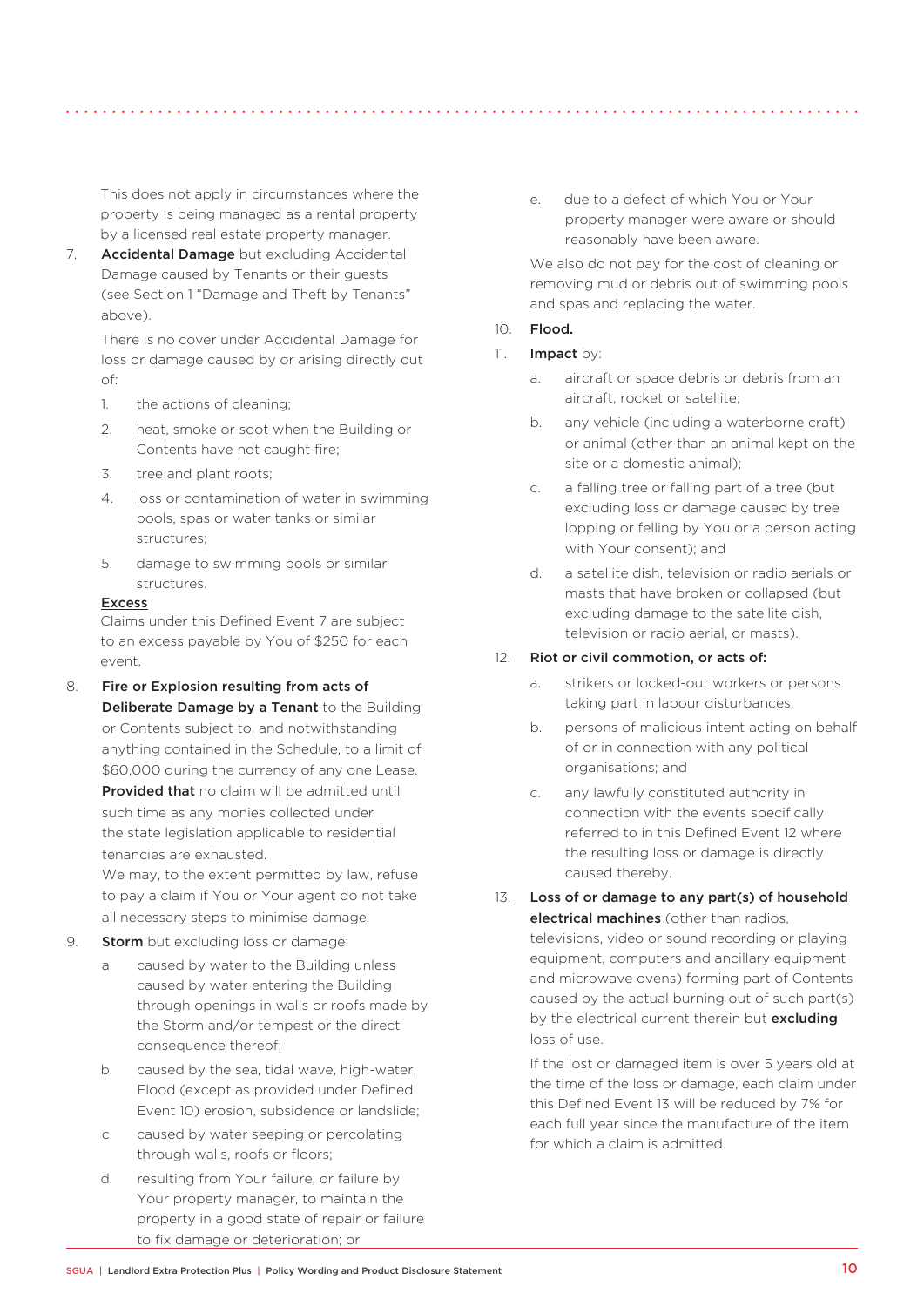This does not apply in circumstances where the property is being managed as a rental property by a licensed real estate property manager.

7. **Accidental Damage** but excluding Accidental Damage caused by Tenants or their guests (see Section 1 "Damage and Theft by Tenants" above).

   There is no cover under Accidental Damage for loss or damage caused by or arising directly out of:

   1. the actions of cleaning;
   2. heat, smoke or soot when the Building or Contents have not caught fire;
   3. tree and plant roots;
   4. loss or contamination of water in swimming pools, spas or water tanks or similar structures;
   5. damage to swimming pools or similar structures.

   **Excess**
   Claims under this Defined Event 7 are subject to an excess payable by You of $250 for each event.

8. **Fire or Explosion resulting from acts of Deliberate Damage by a Tenant** to the Building or Contents subject to, and notwithstanding anything contained in the Schedule, to a limit of $60,000 during the currency of any one Lease. **Provided that** no claim will be admitted until such time as any monies collected under the state legislation applicable to residential tenancies are exhausted.
   We may, to the extent permitted by law, refuse to pay a claim if You or Your agent do not take all necessary steps to minimise damage.

9. **Storm** but excluding loss or damage:

   a. caused by water to the Building unless caused by water entering the Building through openings in walls or roofs made by the Storm and/or tempest or the direct consequence thereof;
   b. caused by the sea, tidal wave, high-water, Flood (except as provided under Defined Event 10) erosion, subsidence or landslide;
   c. caused by water seeping or percolating through walls, roofs or floors;
   d. resulting from Your failure, or failure by Your property manager, to maintain the property in a good state of repair or failure to fix damage or deterioration; or
   e. due to a defect of which You or Your property manager were aware or should reasonably have been aware.

   We also do not pay for the cost of cleaning or removing mud or debris out of swimming pools and spas and replacing the water.

10. **Flood.**

11. **Impact** by:

    a. aircraft or space debris or debris from an aircraft, rocket or satellite;
    b. any vehicle (including a waterborne craft) or animal (other than an animal kept on the site or a domestic animal);
    c. a falling tree or falling part of a tree (but excluding loss or damage caused by tree lopping or felling by You or a person acting with Your consent); and
    d. a satellite dish, television or radio aerials or masts that have broken or collapsed (but excluding damage to the satellite dish, television or radio aerial, or masts).

12. **Riot or civil commotion, or acts of:**

    a. strikers or locked-out workers or persons taking part in labour disturbances;
    b. persons of malicious intent acting on behalf of or in connection with any political organisations; and
    c. any lawfully constituted authority in connection with the events specifically referred to in this Defined Event 12 where the resulting loss or damage is directly caused thereby.

13. **Loss of or damage to any part(s) of household electrical machines** (other than radios, televisions, video or sound recording or playing equipment, computers and ancillary equipment and microwave ovens) forming part of Contents caused by the actual burning out of such part(s) by the electrical current therein but **excluding** loss of use.

    If the lost or damaged item is over 5 years old at the time of the loss or damage, each claim under this Defined Event 13 will be reduced by 7% for each full year since the manufacture of the item for which a claim is admitted.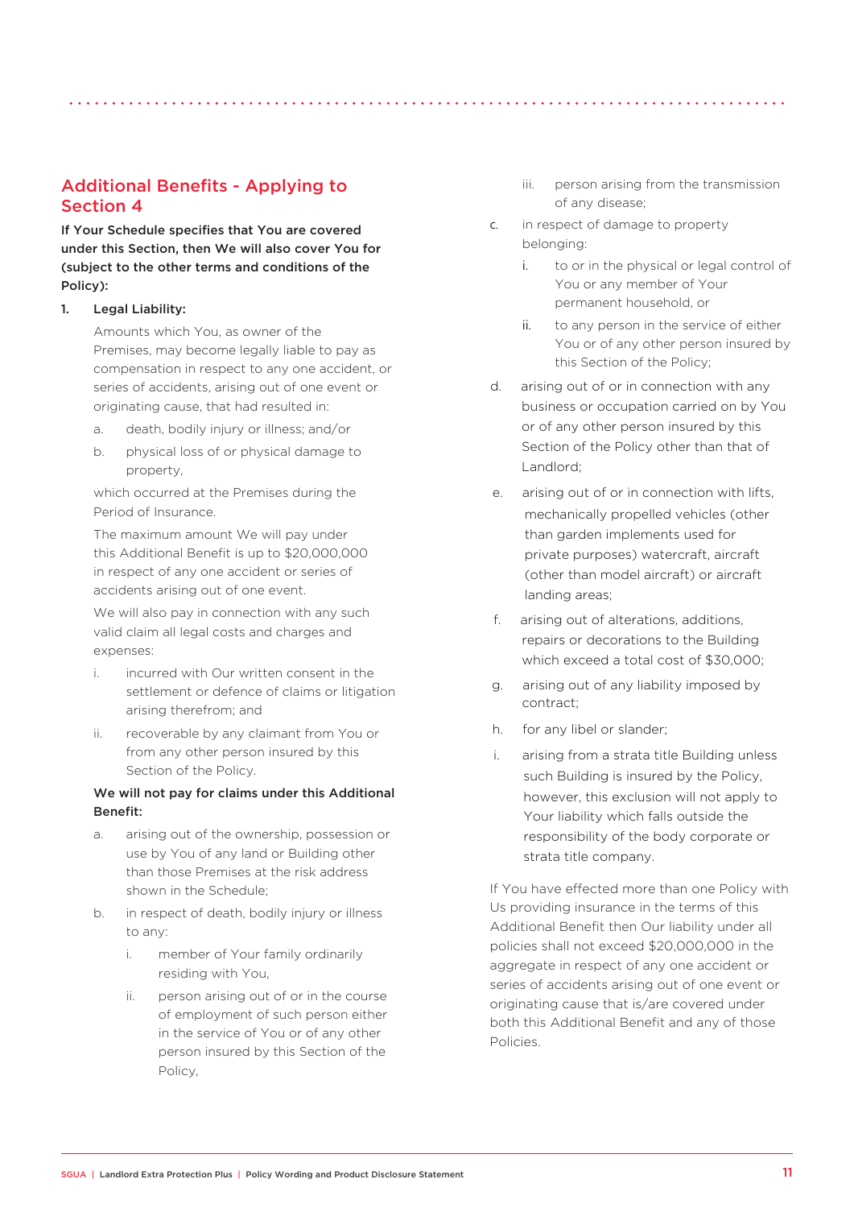## Additional Benefits - Applying to Section 4

**If Your Schedule specifies that You are covered under this Section, then We will also cover You for (subject to the other terms and conditions of the Policy):**

1. **Legal Liability:**

   Amounts which You, as owner of the Premises, may become legally liable to pay as compensation in respect to any one accident, or series of accidents, arising out of one event or originating cause, that had resulted in:

   a. death, bodily injury or illness; and/or

   b. physical loss of or physical damage to property,

   which occurred at the Premises during the Period of Insurance.

   The maximum amount We will pay under this Additional Benefit is up to $20,000,000 in respect of any one accident or series of accidents arising out of one event.

   We will also pay in connection with any such valid claim all legal costs and charges and expenses:

   i. incurred with Our written consent in the settlement or defence of claims or litigation arising therefrom; and

   ii. recoverable by any claimant from You or from any other person insured by this Section of the Policy.

   **We will not pay for claims under this Additional Benefit:**

   a. arising out of the ownership, possession or use by You of any land or Building other than those Premises at the risk address shown in the Schedule;

   b. in respect of death, bodily injury or illness to any:

      i. member of Your family ordinarily residing with You,

      ii. person arising out of or in the course of employment of such person either in the service of You or of any other person insured by this Section of the Policy,

      iii. person arising from the transmission of any disease;

   c. in respect of damage to property belonging:

      i. to or in the physical or legal control of You or any member of Your permanent household, or

      ii. to any person in the service of either You or of any other person insured by this Section of the Policy;

   d. arising out of or in connection with any business or occupation carried on by You or of any other person insured by this Section of the Policy other than that of Landlord;

   e. arising out of or in connection with lifts, mechanically propelled vehicles (other than garden implements used for private purposes) watercraft, aircraft (other than model aircraft) or aircraft landing areas;

   f. arising out of alterations, additions, repairs or decorations to the Building which exceed a total cost of $30,000;

   g. arising out of any liability imposed by contract;

   h. for any libel or slander;

   i. arising from a strata title Building unless such Building is insured by the Policy, however, this exclusion will not apply to Your liability which falls outside the responsibility of the body corporate or strata title company.

   If You have effected more than one Policy with Us providing insurance in the terms of this Additional Benefit then Our liability under all policies shall not exceed $20,000,000 in the aggregate in respect of any one accident or series of accidents arising out of one event or originating cause that is/are covered under both this Additional Benefit and any of those Policies.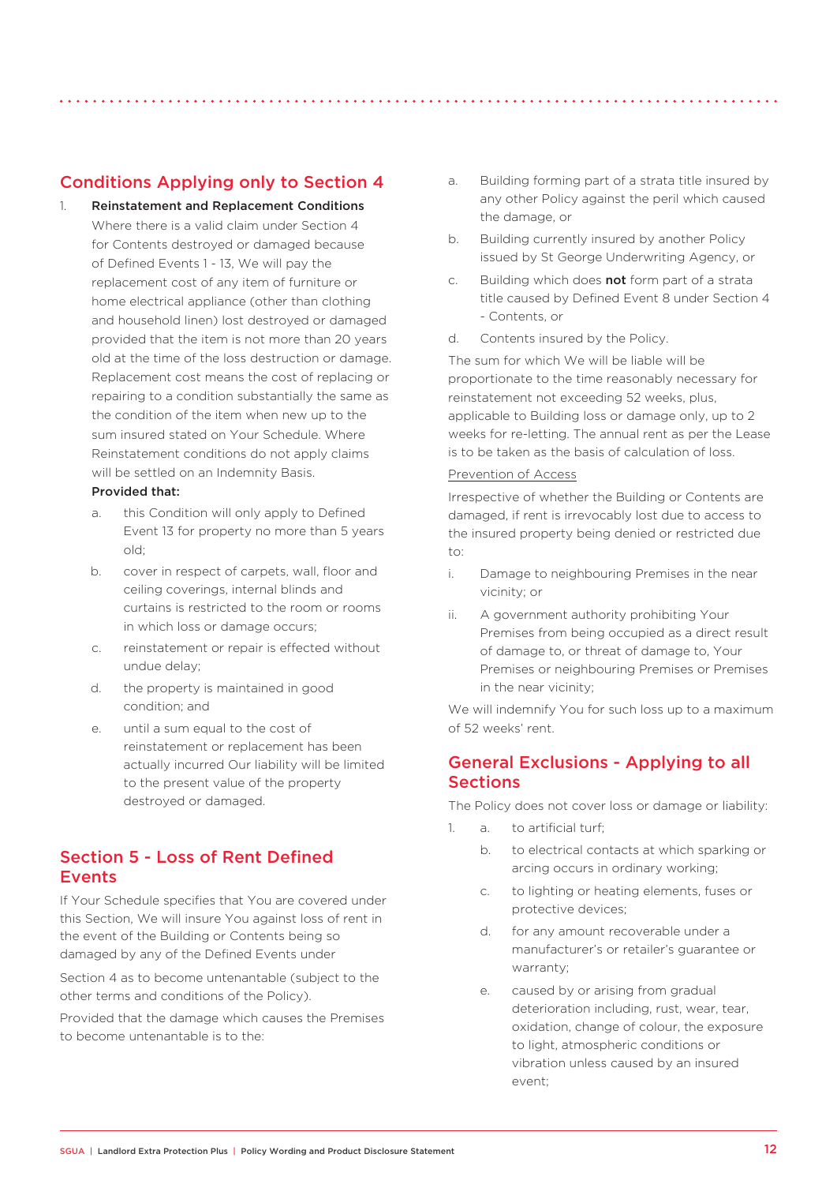## Conditions Applying only to Section 4

1. **Reinstatement and Replacement Conditions**

   Where there is a valid claim under Section 4 for Contents destroyed or damaged because of Defined Events 1 - 13, We will pay the replacement cost of any item of furniture or home electrical appliance (other than clothing and household linen) lost destroyed or damaged provided that the item is not more than 20 years old at the time of the loss destruction or damage. Replacement cost means the cost of replacing or repairing to a condition substantially the same as the condition of the item when new up to the sum insured stated on Your Schedule. Where Reinstatement conditions do not apply claims will be settled on an Indemnity Basis.

   **Provided that:**

   a. this Condition will only apply to Defined Event 13 for property no more than 5 years old;

   b. cover in respect of carpets, wall, floor and ceiling coverings, internal blinds and curtains is restricted to the room or rooms in which loss or damage occurs;

   c. reinstatement or repair is effected without undue delay;

   d. the property is maintained in good condition; and

   e. until a sum equal to the cost of reinstatement or replacement has been actually incurred Our liability will be limited to the present value of the property destroyed or damaged.

## Section 5 - Loss of Rent Defined Events

If Your Schedule specifies that You are covered under this Section, We will insure You against loss of rent in the event of the Building or Contents being so damaged by any of the Defined Events under

Section 4 as to become untenantable (subject to the other terms and conditions of the Policy).

Provided that the damage which causes the Premises to become untenantable is to the:

a. Building forming part of a strata title insured by any other Policy against the peril which caused the damage, or

b. Building currently insured by another Policy issued by St George Underwriting Agency, or

c. Building which does **not** form part of a strata title caused by Defined Event 8 under Section 4 - Contents, or

d. Contents insured by the Policy.

The sum for which We will be liable will be proportionate to the time reasonably necessary for reinstatement not exceeding 52 weeks, plus, applicable to Building loss or damage only, up to 2 weeks for re-letting. The annual rent as per the Lease is to be taken as the basis of calculation of loss.

Prevention of Access

Irrespective of whether the Building or Contents are damaged, if rent is irrevocably lost due to access to the insured property being denied or restricted due to:

i. Damage to neighbouring Premises in the near vicinity; or

ii. A government authority prohibiting Your Premises from being occupied as a direct result of damage to, or threat of damage to, Your Premises or neighbouring Premises or Premises in the near vicinity;

We will indemnify You for such loss up to a maximum of 52 weeks' rent.

## General Exclusions - Applying to all Sections

The Policy does not cover loss or damage or liability:

1. a. to artificial turf;

   b. to electrical contacts at which sparking or arcing occurs in ordinary working;

   c. to lighting or heating elements, fuses or protective devices;

   d. for any amount recoverable under a manufacturer's or retailer's guarantee or warranty;

   e. caused by or arising from gradual deterioration including, rust, wear, tear, oxidation, change of colour, the exposure to light, atmospheric conditions or vibration unless caused by an insured event;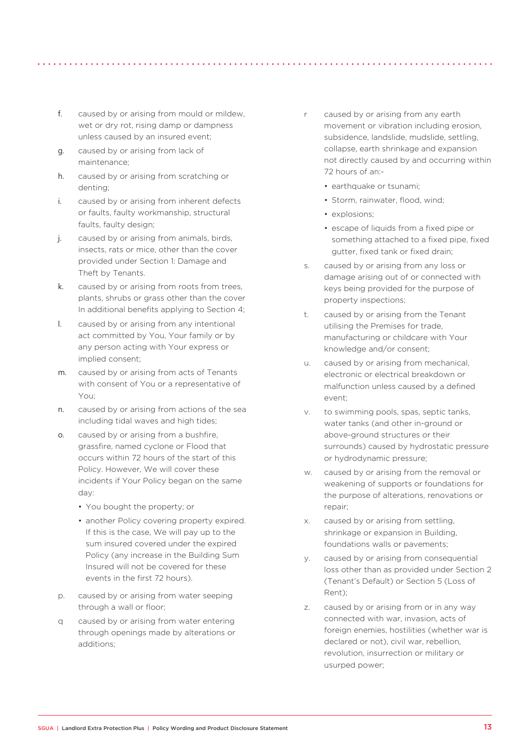f. caused by or arising from mould or mildew, wet or dry rot, rising damp or dampness unless caused by an insured event;

g. caused by or arising from lack of maintenance;

h. caused by or arising from scratching or denting;

i. caused by or arising from inherent defects or faults, faulty workmanship, structural faults, faulty design;

j. caused by or arising from animals, birds, insects, rats or mice, other than the cover provided under Section 1: Damage and Theft by Tenants.

k. caused by or arising from roots from trees, plants, shrubs or grass other than the cover In additional benefits applying to Section 4;

l. caused by or arising from any intentional act committed by You, Your family or by any person acting with Your express or implied consent;

m. caused by or arising from acts of Tenants with consent of You or a representative of You;

n. caused by or arising from actions of the sea including tidal waves and high tides;

o. caused by or arising from a bushfire, grassfire, named cyclone or Flood that occurs within 72 hours of the start of this Policy. However, We will cover these incidents if Your Policy began on the same day:
   - You bought the property; or
   - another Policy covering property expired. If this is the case, We will pay up to the sum insured covered under the expired Policy (any increase in the Building Sum Insured will not be covered for these events in the first 72 hours).

p. caused by or arising from water seeping through a wall or floor;

q caused by or arising from water entering through openings made by alterations or additions;

r caused by or arising from any earth movement or vibration including erosion, subsidence, landslide, mudslide, settling, collapse, earth shrinkage and expansion not directly caused by and occurring within 72 hours of an:-
   - earthquake or tsunami;
   - Storm, rainwater, flood, wind;
   - explosions;
   - escape of liquids from a fixed pipe or something attached to a fixed pipe, fixed gutter, fixed tank or fixed drain;

s. caused by or arising from any loss or damage arising out of or connected with keys being provided for the purpose of property inspections;

t. caused by or arising from the Tenant utilising the Premises for trade, manufacturing or childcare with Your knowledge and/or consent;

u. caused by or arising from mechanical, electronic or electrical breakdown or malfunction unless caused by a defined event;

v. to swimming pools, spas, septic tanks, water tanks (and other in-ground or above-ground structures or their surrounds) caused by hydrostatic pressure or hydrodynamic pressure;

w. caused by or arising from the removal or weakening of supports or foundations for the purpose of alterations, renovations or repair;

x. caused by or arising from settling, shrinkage or expansion in Building, foundations walls or pavements;

y. caused by or arising from consequential loss other than as provided under Section 2 (Tenant's Default) or Section 5 (Loss of Rent);

z. caused by or arising from or in any way connected with war, invasion, acts of foreign enemies, hostilities (whether war is declared or not), civil war, rebellion, revolution, insurrection or military or usurped power;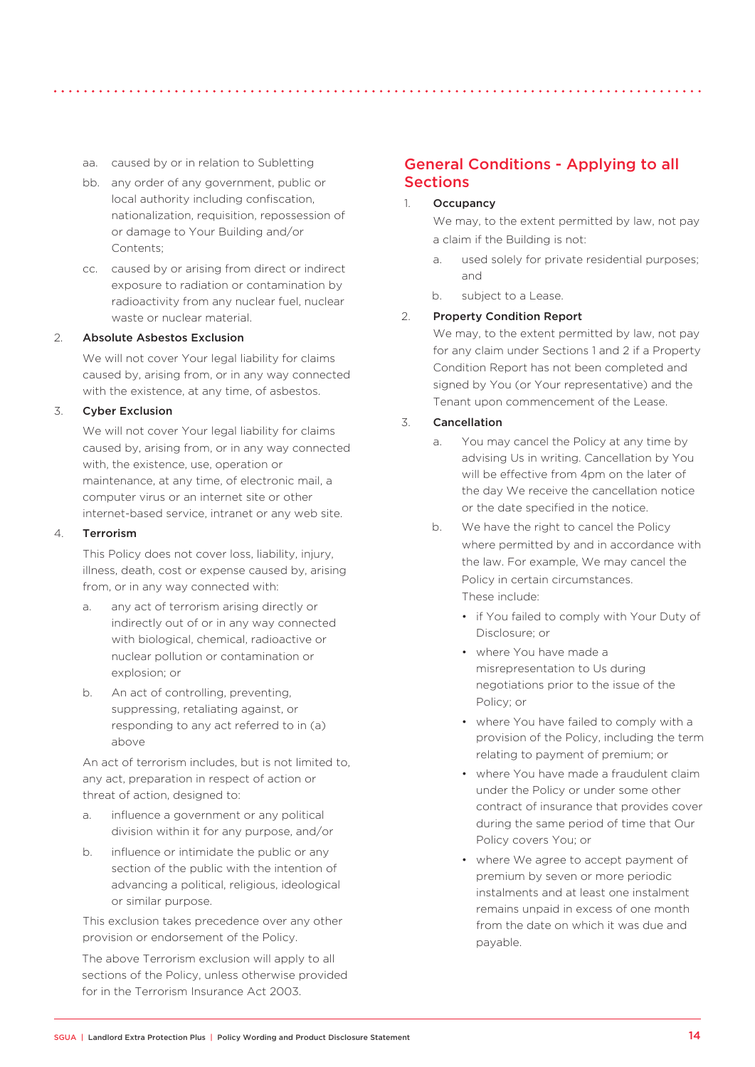aa. caused by or in relation to Subletting

bb. any order of any government, public or local authority including confiscation, nationalization, requisition, repossession of or damage to Your Building and/or Contents;

cc. caused by or arising from direct or indirect exposure to radiation or contamination by radioactivity from any nuclear fuel, nuclear waste or nuclear material.

2. **Absolute Asbestos Exclusion**

We will not cover Your legal liability for claims caused by, arising from, or in any way connected with the existence, at any time, of asbestos.

3. **Cyber Exclusion**

We will not cover Your legal liability for claims caused by, arising from, or in any way connected with, the existence, use, operation or maintenance, at any time, of electronic mail, a computer virus or an internet site or other internet-based service, intranet or any web site.

4. **Terrorism**

This Policy does not cover loss, liability, injury, illness, death, cost or expense caused by, arising from, or in any way connected with:

a. any act of terrorism arising directly or indirectly out of or in any way connected with biological, chemical, radioactive or nuclear pollution or contamination or explosion; or

b. An act of controlling, preventing, suppressing, retaliating against, or responding to any act referred to in (a) above

An act of terrorism includes, but is not limited to, any act, preparation in respect of action or threat of action, designed to:

a. influence a government or any political division within it for any purpose, and/or

b. influence or intimidate the public or any section of the public with the intention of advancing a political, religious, ideological or similar purpose.

This exclusion takes precedence over any other provision or endorsement of the Policy.

The above Terrorism exclusion will apply to all sections of the Policy, unless otherwise provided for in the Terrorism Insurance Act 2003.

## General Conditions - Applying to all Sections

1. **Occupancy**

We may, to the extent permitted by law, not pay a claim if the Building is not:

a. used solely for private residential purposes; and

b. subject to a Lease.

2. **Property Condition Report**

We may, to the extent permitted by law, not pay for any claim under Sections 1 and 2 if a Property Condition Report has not been completed and signed by You (or Your representative) and the Tenant upon commencement of the Lease.

3. **Cancellation**

a. You may cancel the Policy at any time by advising Us in writing. Cancellation by You will be effective from 4pm on the later of the day We receive the cancellation notice or the date specified in the notice.

b. We have the right to cancel the Policy where permitted by and in accordance with the law. For example, We may cancel the Policy in certain circumstances. These include:

- if You failed to comply with Your Duty of Disclosure; or
- where You have made a misrepresentation to Us during negotiations prior to the issue of the Policy; or
- where You have failed to comply with a provision of the Policy, including the term relating to payment of premium; or
- where You have made a fraudulent claim under the Policy or under some other contract of insurance that provides cover during the same period of time that Our Policy covers You; or
- where We agree to accept payment of premium by seven or more periodic instalments and at least one instalment remains unpaid in excess of one month from the date on which it was due and payable.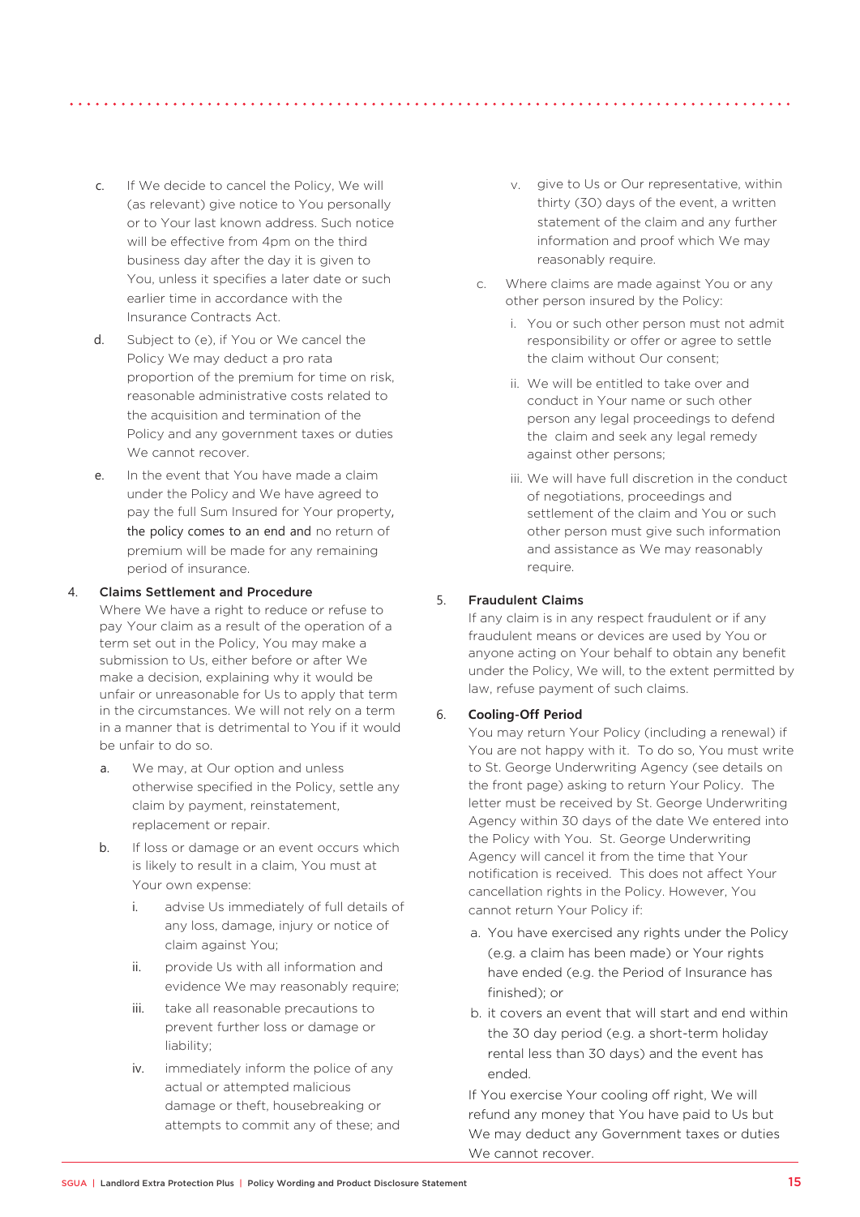c. If We decide to cancel the Policy, We will (as relevant) give notice to You personally or to Your last known address. Such notice will be effective from 4pm on the third business day after the day it is given to You, unless it specifies a later date or such earlier time in accordance with the Insurance Contracts Act.

d. Subject to (e), if You or We cancel the Policy We may deduct a pro rata proportion of the premium for time on risk, reasonable administrative costs related to the acquisition and termination of the Policy and any government taxes or duties We cannot recover.

e. In the event that You have made a claim under the Policy and We have agreed to pay the full Sum Insured for Your property, the policy comes to an end and no return of premium will be made for any remaining period of insurance.

4. **Claims Settlement and Procedure**

Where We have a right to reduce or refuse to pay Your claim as a result of the operation of a term set out in the Policy, You may make a submission to Us, either before or after We make a decision, explaining why it would be unfair or unreasonable for Us to apply that term in the circumstances. We will not rely on a term in a manner that is detrimental to You if it would be unfair to do so.

a. We may, at Our option and unless otherwise specified in the Policy, settle any claim by payment, reinstatement, replacement or repair.

b. If loss or damage or an event occurs which is likely to result in a claim, You must at Your own expense:

i. advise Us immediately of full details of any loss, damage, injury or notice of claim against You;

ii. provide Us with all information and evidence We may reasonably require;

iii. take all reasonable precautions to prevent further loss or damage or liability;

iv. immediately inform the police of any actual or attempted malicious damage or theft, housebreaking or attempts to commit any of these; and

v. give to Us or Our representative, within thirty (30) days of the event, a written statement of the claim and any further information and proof which We may reasonably require.

c. Where claims are made against You or any other person insured by the Policy:

i. You or such other person must not admit responsibility or offer or agree to settle the claim without Our consent;

ii. We will be entitled to take over and conduct in Your name or such other person any legal proceedings to defend the claim and seek any legal remedy against other persons;

iii. We will have full discretion in the conduct of negotiations, proceedings and settlement of the claim and You or such other person must give such information and assistance as We may reasonably require.

5. **Fraudulent Claims**

If any claim is in any respect fraudulent or if any fraudulent means or devices are used by You or anyone acting on Your behalf to obtain any benefit under the Policy, We will, to the extent permitted by law, refuse payment of such claims.

6. **Cooling-Off Period**

You may return Your Policy (including a renewal) if You are not happy with it. To do so, You must write to St. George Underwriting Agency (see details on the front page) asking to return Your Policy. The letter must be received by St. George Underwriting Agency within 30 days of the date We entered into the Policy with You. St. George Underwriting Agency will cancel it from the time that Your notification is received. This does not affect Your cancellation rights in the Policy. However, You cannot return Your Policy if:

a. You have exercised any rights under the Policy (e.g. a claim has been made) or Your rights have ended (e.g. the Period of Insurance has finished); or

b. it covers an event that will start and end within the 30 day period (e.g. a short-term holiday rental less than 30 days) and the event has ended.

If You exercise Your cooling off right, We will refund any money that You have paid to Us but We may deduct any Government taxes or duties We cannot recover.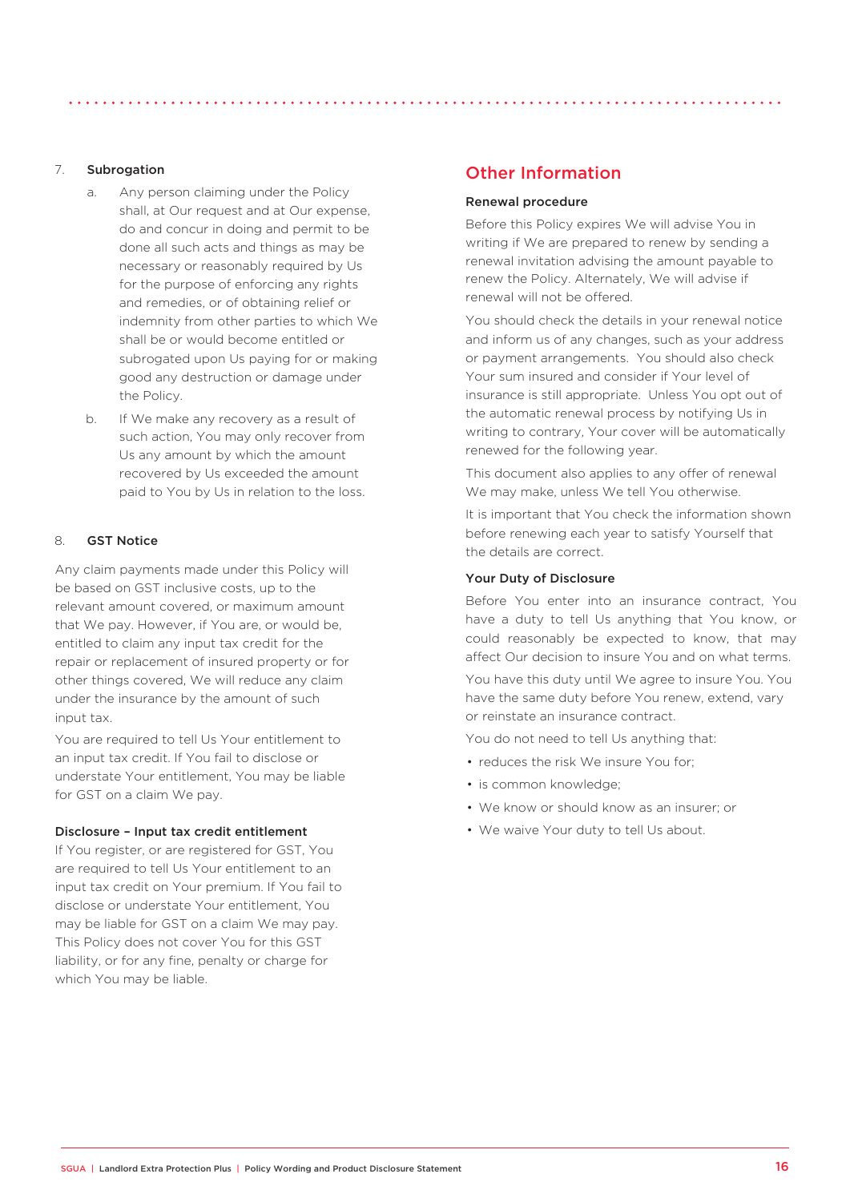7. **Subrogation**

   a. Any person claiming under the Policy shall, at Our request and at Our expense, do and concur in doing and permit to be done all such acts and things as may be necessary or reasonably required by Us for the purpose of enforcing any rights and remedies, or of obtaining relief or indemnity from other parties to which We shall be or would become entitled or subrogated upon Us paying for or making good any destruction or damage under the Policy.

   b. If We make any recovery as a result of such action, You may only recover from Us any amount by which the amount recovered by Us exceeded the amount paid to You by Us in relation to the loss.

8. **GST Notice**

Any claim payments made under this Policy will be based on GST inclusive costs, up to the relevant amount covered, or maximum amount that We pay. However, if You are, or would be, entitled to claim any input tax credit for the repair or replacement of insured property or for other things covered, We will reduce any claim under the insurance by the amount of such input tax.

You are required to tell Us Your entitlement to an input tax credit. If You fail to disclose or understate Your entitlement, You may be liable for GST on a claim We pay.

**Disclosure – Input tax credit entitlement**

If You register, or are registered for GST, You are required to tell Us Your entitlement to an input tax credit on Your premium. If You fail to disclose or understate Your entitlement, You may be liable for GST on a claim We may pay. This Policy does not cover You for this GST liability, or for any fine, penalty or charge for which You may be liable.

## Other Information

**Renewal procedure**

Before this Policy expires We will advise You in writing if We are prepared to renew by sending a renewal invitation advising the amount payable to renew the Policy. Alternately, We will advise if renewal will not be offered.

You should check the details in your renewal notice and inform us of any changes, such as your address or payment arrangements. You should also check Your sum insured and consider if Your level of insurance is still appropriate. Unless You opt out of the automatic renewal process by notifying Us in writing to contrary, Your cover will be automatically renewed for the following year.

This document also applies to any offer of renewal We may make, unless We tell You otherwise.

It is important that You check the information shown before renewing each year to satisfy Yourself that the details are correct.

**Your Duty of Disclosure**

Before You enter into an insurance contract, You have a duty to tell Us anything that You know, or could reasonably be expected to know, that may affect Our decision to insure You and on what terms.

You have this duty until We agree to insure You. You have the same duty before You renew, extend, vary or reinstate an insurance contract.

You do not need to tell Us anything that:

- reduces the risk We insure You for;
- is common knowledge;
- We know or should know as an insurer; or
- We waive Your duty to tell Us about.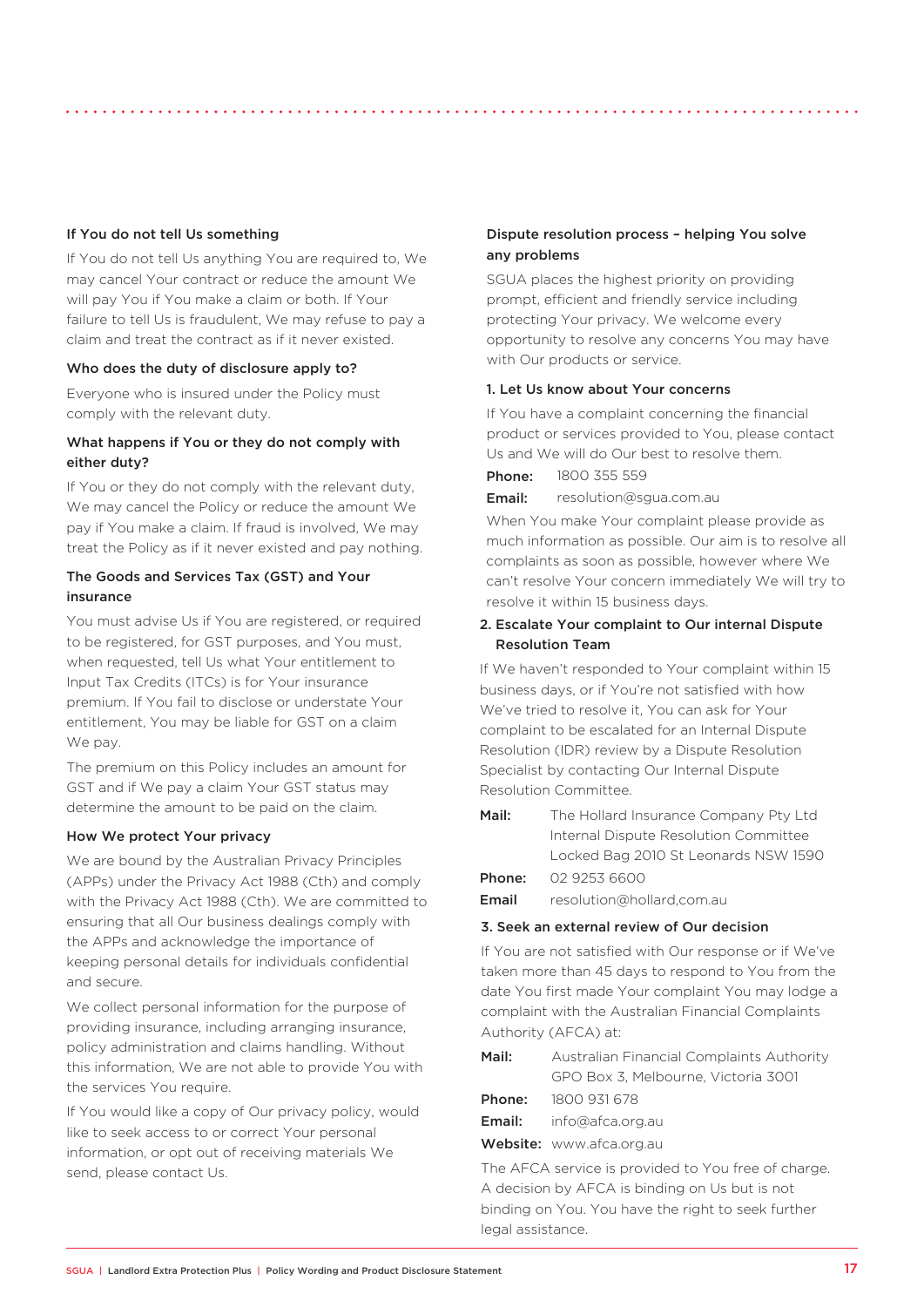### If You do not tell Us something

If You do not tell Us anything You are required to, We may cancel Your contract or reduce the amount We will pay You if You make a claim or both. If Your failure to tell Us is fraudulent, We may refuse to pay a claim and treat the contract as if it never existed.

### Who does the duty of disclosure apply to?

Everyone who is insured under the Policy must comply with the relevant duty.

### What happens if You or they do not comply with either duty?

If You or they do not comply with the relevant duty, We may cancel the Policy or reduce the amount We pay if You make a claim. If fraud is involved, We may treat the Policy as if it never existed and pay nothing.

### The Goods and Services Tax (GST) and Your insurance

You must advise Us if You are registered, or required to be registered, for GST purposes, and You must, when requested, tell Us what Your entitlement to Input Tax Credits (ITCs) is for Your insurance premium. If You fail to disclose or understate Your entitlement, You may be liable for GST on a claim We pay.

The premium on this Policy includes an amount for GST and if We pay a claim Your GST status may determine the amount to be paid on the claim.

### How We protect Your privacy

We are bound by the Australian Privacy Principles (APPs) under the Privacy Act 1988 (Cth) and comply with the Privacy Act 1988 (Cth). We are committed to ensuring that all Our business dealings comply with the APPs and acknowledge the importance of keeping personal details for individuals confidential and secure.

We collect personal information for the purpose of providing insurance, including arranging insurance, policy administration and claims handling. Without this information, We are not able to provide You with the services You require.

If You would like a copy of Our privacy policy, would like to seek access to or correct Your personal information, or opt out of receiving materials We send, please contact Us.

### Dispute resolution process – helping You solve any problems

SGUA places the highest priority on providing prompt, efficient and friendly service including protecting Your privacy. We welcome every opportunity to resolve any concerns You may have with Our products or service.

#### 1. Let Us know about Your concerns

If You have a complaint concerning the financial product or services provided to You, please contact Us and We will do Our best to resolve them.

**Phone:** 1800 355 559

**Email:** resolution@sgua.com.au

When You make Your complaint please provide as much information as possible. Our aim is to resolve all complaints as soon as possible, however where We can't resolve Your concern immediately We will try to resolve it within 15 business days.

#### 2. Escalate Your complaint to Our internal Dispute Resolution Team

If We haven't responded to Your complaint within 15 business days, or if You're not satisfied with how We've tried to resolve it, You can ask for Your complaint to be escalated for an Internal Dispute Resolution (IDR) review by a Dispute Resolution Specialist by contacting Our Internal Dispute Resolution Committee.

**Mail:** The Hollard Insurance Company Pty Ltd
Internal Dispute Resolution Committee
Locked Bag 2010 St Leonards NSW 1590

**Phone:** 02 9253 6600

**Email** resolution@hollard,com.au

#### 3. Seek an external review of Our decision

If You are not satisfied with Our response or if We've taken more than 45 days to respond to You from the date You first made Your complaint You may lodge a complaint with the Australian Financial Complaints Authority (AFCA) at:

**Mail:** Australian Financial Complaints Authority
GPO Box 3, Melbourne, Victoria 3001

**Phone:** 1800 931 678

**Email:** info@afca.org.au

**Website:** www.afca.org.au

The AFCA service is provided to You free of charge. A decision by AFCA is binding on Us but is not binding on You. You have the right to seek further legal assistance.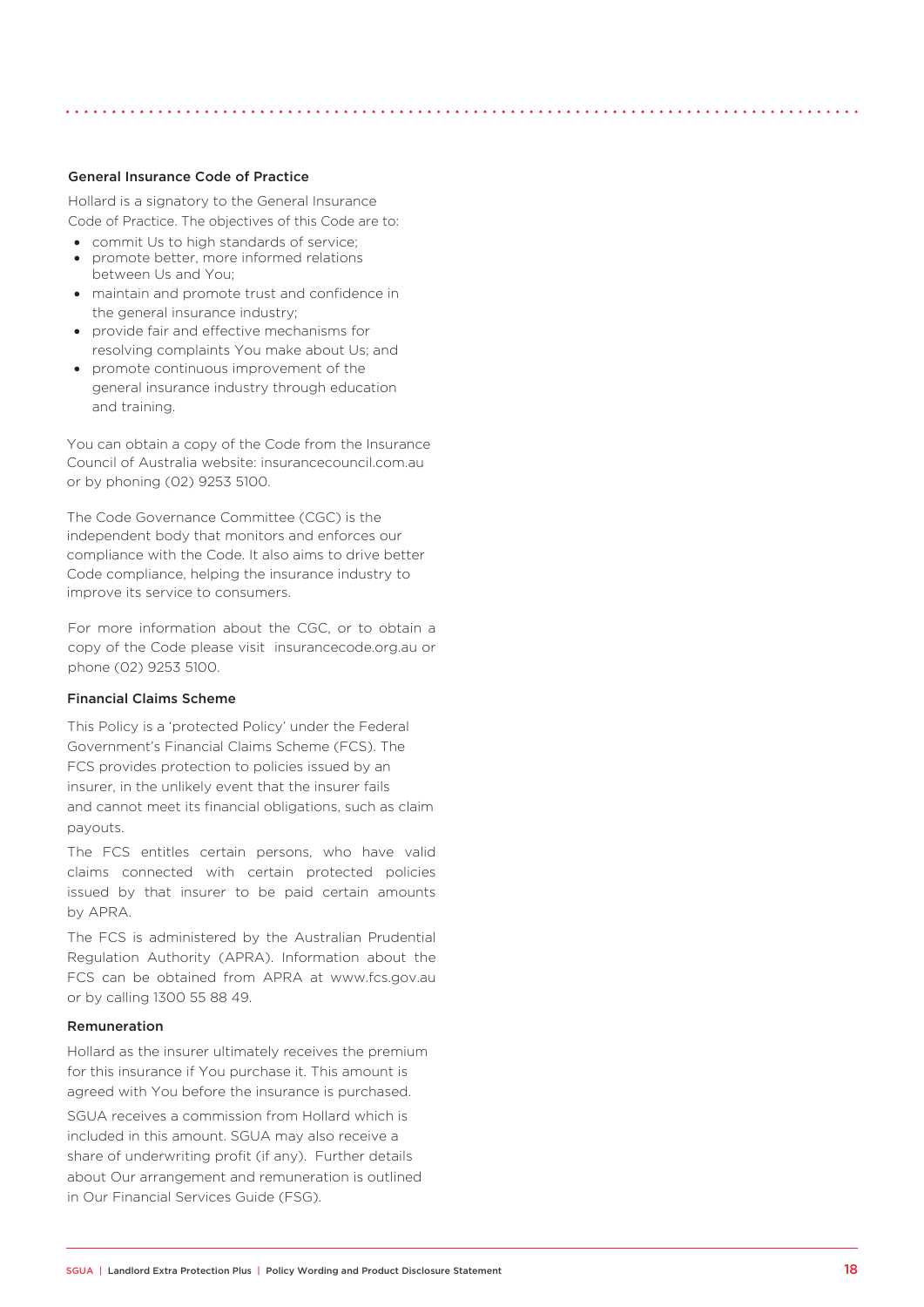### General Insurance Code of Practice

Hollard is a signatory to the General Insurance Code of Practice. The objectives of this Code are to:

- commit Us to high standards of service;
- promote better, more informed relations between Us and You;
- maintain and promote trust and confidence in the general insurance industry;
- provide fair and effective mechanisms for resolving complaints You make about Us; and
- promote continuous improvement of the general insurance industry through education and training.

You can obtain a copy of the Code from the Insurance Council of Australia website: insurancecouncil.com.au or by phoning (02) 9253 5100.

The Code Governance Committee (CGC) is the independent body that monitors and enforces our compliance with the Code. It also aims to drive better Code compliance, helping the insurance industry to improve its service to consumers.

For more information about the CGC, or to obtain a copy of the Code please visit insurancecode.org.au or phone (02) 9253 5100.

### Financial Claims Scheme

This Policy is a 'protected Policy' under the Federal Government's Financial Claims Scheme (FCS). The FCS provides protection to policies issued by an insurer, in the unlikely event that the insurer fails and cannot meet its financial obligations, such as claim payouts.

The FCS entitles certain persons, who have valid claims connected with certain protected policies issued by that insurer to be paid certain amounts by APRA.

The FCS is administered by the Australian Prudential Regulation Authority (APRA). Information about the FCS can be obtained from APRA at www.fcs.gov.au or by calling 1300 55 88 49.

### Remuneration

Hollard as the insurer ultimately receives the premium for this insurance if You purchase it. This amount is agreed with You before the insurance is purchased.

SGUA receives a commission from Hollard which is included in this amount. SGUA may also receive a share of underwriting profit (if any). Further details about Our arrangement and remuneration is outlined in Our Financial Services Guide (FSG).